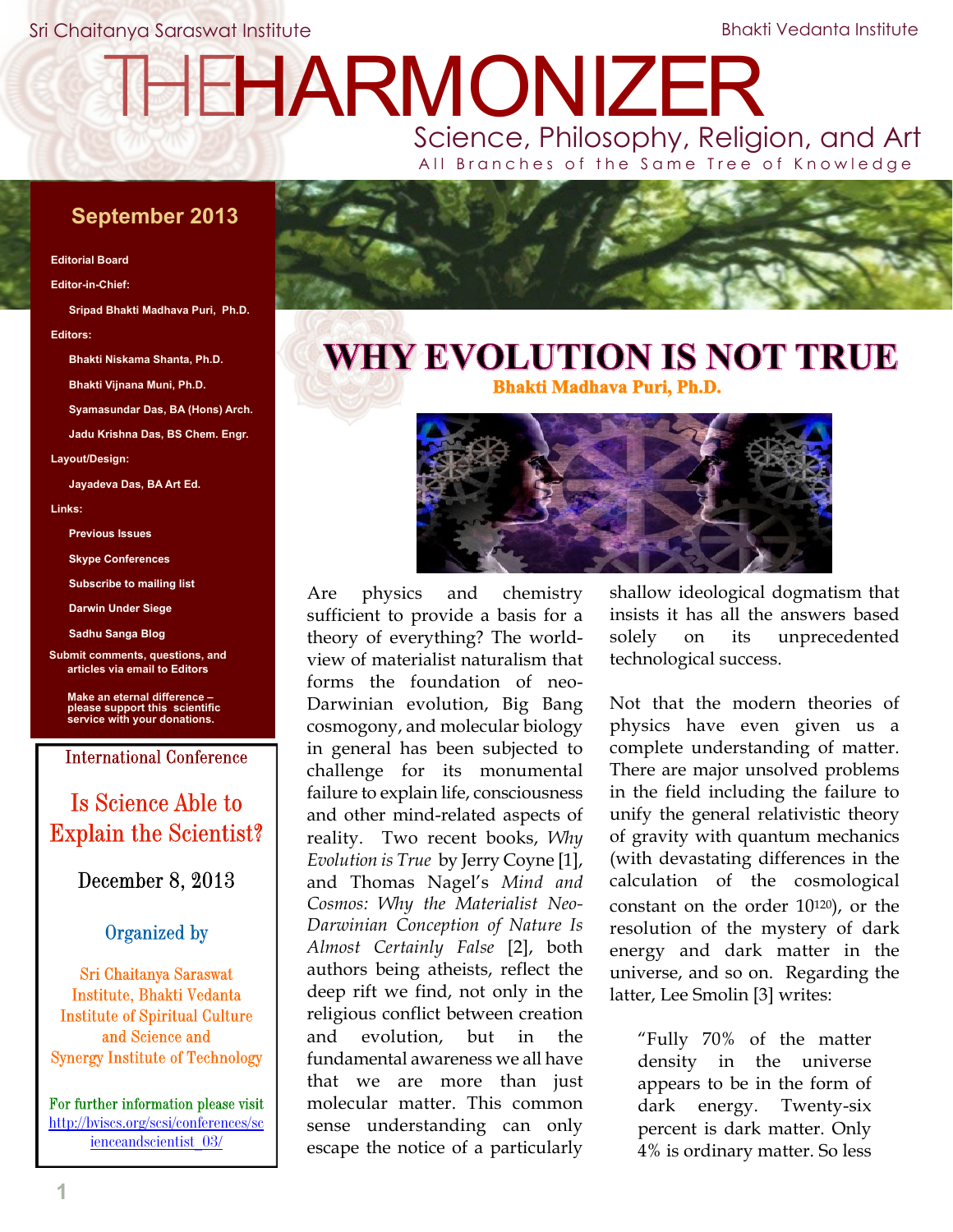Sri Chaitanya Saraswat Institute | Bhakti Vedanta Institute

# THE HARMONIZER

Science, Philosophy, Religion, and Art

All Branches of the Same Tree of Knowledge

**September 2013**

**Editorial Board**

**Editor-in-Chief:**

Sripad Bhakti Madhava Puri, Ph.D.

**Editors:**

Bhakti Niskama Shanta, Ph.D.

Bhakti Vijnana Muni, Ph.D.

Syamasundar Das, BA (Hons) Arch.

Jadu Krishna Das, BS Chem. Engr.

**Layout/Design:**

Jayadeva Das, BA Art Ed.

**Links:**

Previous Issues

Skype Conferences

Subscribe to mailing list

Darwin Under Siege

Sadhu Sanga Blog

Submit comments, questions, and articles via email to Editors

Make an eternal difference – please support this scientific service with your donations.

International Conference

**Is Science Able to Explain the Scientist?**

December 8, 2013

Organized by

Sri Chaitanya Saraswat Institute, Bhakti Vedanta Institute of Spiritual Culture and Science and Synergy Institute of Technology

For further information please visit http://bvisos.org/scsi/conferences/scienceandscientist_03/

# WHY EVOLUTION IS NOT TRUE

**Bhakti Madhava Puri, Ph.D.**

Are physics and chemistry sufficient to provide a basis for a theory of everything? The world-view of materialist naturalism that forms the foundation of neo-Darwinian evolution, Big Bang cosmogony, and molecular biology in general has been subjected to challenge for its monumental failure to explain life, consciousness and other mind-related aspects of reality. Two recent books, *Why Evolution is True* by Jerry Coyne [1], and Thomas Nagel's *Mind and Cosmos: Why the Materialist Neo-Darwinian Conception of Nature Is Almost Certainly False* [2], both authors being atheists, reflect the deep rift we find, not only in the religious conflict between creation and evolution, but in the fundamental awareness we all have that we are more than just molecular matter. This common sense understanding can only escape the notice of a particularly shallow ideological dogmatism that insists it has all the answers based solely on its unprecedented technological success.

Not that the modern theories of physics have even given us a complete understanding of matter. There are major unsolved problems in the field including the failure to unify the general relativistic theory of gravity with quantum mechanics (with devastating differences in the calculation of the cosmological constant on the order $10^{120}$), or the resolution of the mystery of dark energy and dark matter in the universe, and so on. Regarding the latter, Lee Smolin [3] writes:

> "Fully 70% of the matter density in the universe appears to be in the form of dark energy. Twenty-six percent is dark matter. Only 4% is ordinary matter. So less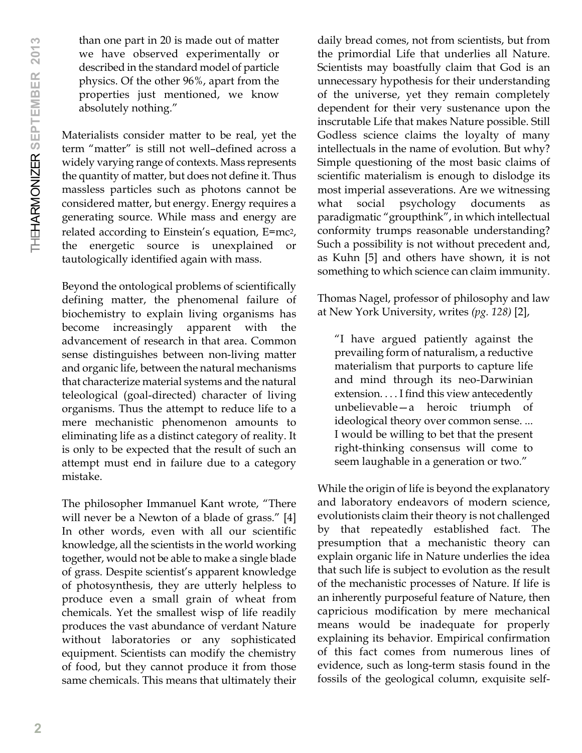> than one part in 20 is made out of matter we have observed experimentally or described in the standard model of particle physics. Of the other 96%, apart from the properties just mentioned, we know absolutely nothing."

Materialists consider matter to be real, yet the term "matter" is still not well–defined across a widely varying range of contexts. Mass represents the quantity of matter, but does not define it. Thus massless particles such as photons cannot be considered matter, but energy. Energy requires a generating source. While mass and energy are related according to Einstein's equation, $E=mc^2$, the energetic source is unexplained or tautologically identified again with mass.

Beyond the ontological problems of scientifically defining matter, the phenomenal failure of biochemistry to explain living organisms has become increasingly apparent with the advancement of research in that area. Common sense distinguishes between non-living matter and organic life, between the natural mechanisms that characterize material systems and the natural teleological (goal-directed) character of living organisms. Thus the attempt to reduce life to a mere mechanistic phenomenon amounts to eliminating life as a distinct category of reality. It is only to be expected that the result of such an attempt must end in failure due to a category mistake.

The philosopher Immanuel Kant wrote, "There will never be a Newton of a blade of grass." [4] In other words, even with all our scientific knowledge, all the scientists in the world working together, would not be able to make a single blade of grass. Despite scientist's apparent knowledge of photosynthesis, they are utterly helpless to produce even a small grain of wheat from chemicals. Yet the smallest wisp of life readily produces the vast abundance of verdant Nature without laboratories or any sophisticated equipment. Scientists can modify the chemistry of food, but they cannot produce it from those same chemicals. This means that ultimately their daily bread comes, not from scientists, but from the primordial Life that underlies all Nature. Scientists may boastfully claim that God is an unnecessary hypothesis for their understanding of the universe, yet they remain completely dependent for their very sustenance upon the inscrutable Life that makes Nature possible. Still Godless science claims the loyalty of many intellectuals in the name of evolution. But why? Simple questioning of the most basic claims of scientific materialism is enough to dislodge its most imperial asseverations. Are we witnessing what social psychology documents as paradigmatic "groupthink", in which intellectual conformity trumps reasonable understanding? Such a possibility is not without precedent and, as Kuhn [5] and others have shown, it is not something to which science can claim immunity.

Thomas Nagel, professor of philosophy and law at New York University, writes *(pg. 128)* [2],

> "I have argued patiently against the prevailing form of naturalism, a reductive materialism that purports to capture life and mind through its neo-Darwinian extension. . . . I find this view antecedently unbelievable—a heroic triumph of ideological theory over common sense. ... I would be willing to bet that the present right-thinking consensus will come to seem laughable in a generation or two."

While the origin of life is beyond the explanatory and laboratory endeavors of modern science, evolutionists claim their theory is not challenged by that repeatedly established fact. The presumption that a mechanistic theory can explain organic life in Nature underlies the idea that such life is subject to evolution as the result of the mechanistic processes of Nature. If life is an inherently purposeful feature of Nature, then capricious modification by mere mechanical means would be inadequate for properly explaining its behavior. Empirical confirmation of this fact comes from numerous lines of evidence, such as long-term stasis found in the fossils of the geological column, exquisite self-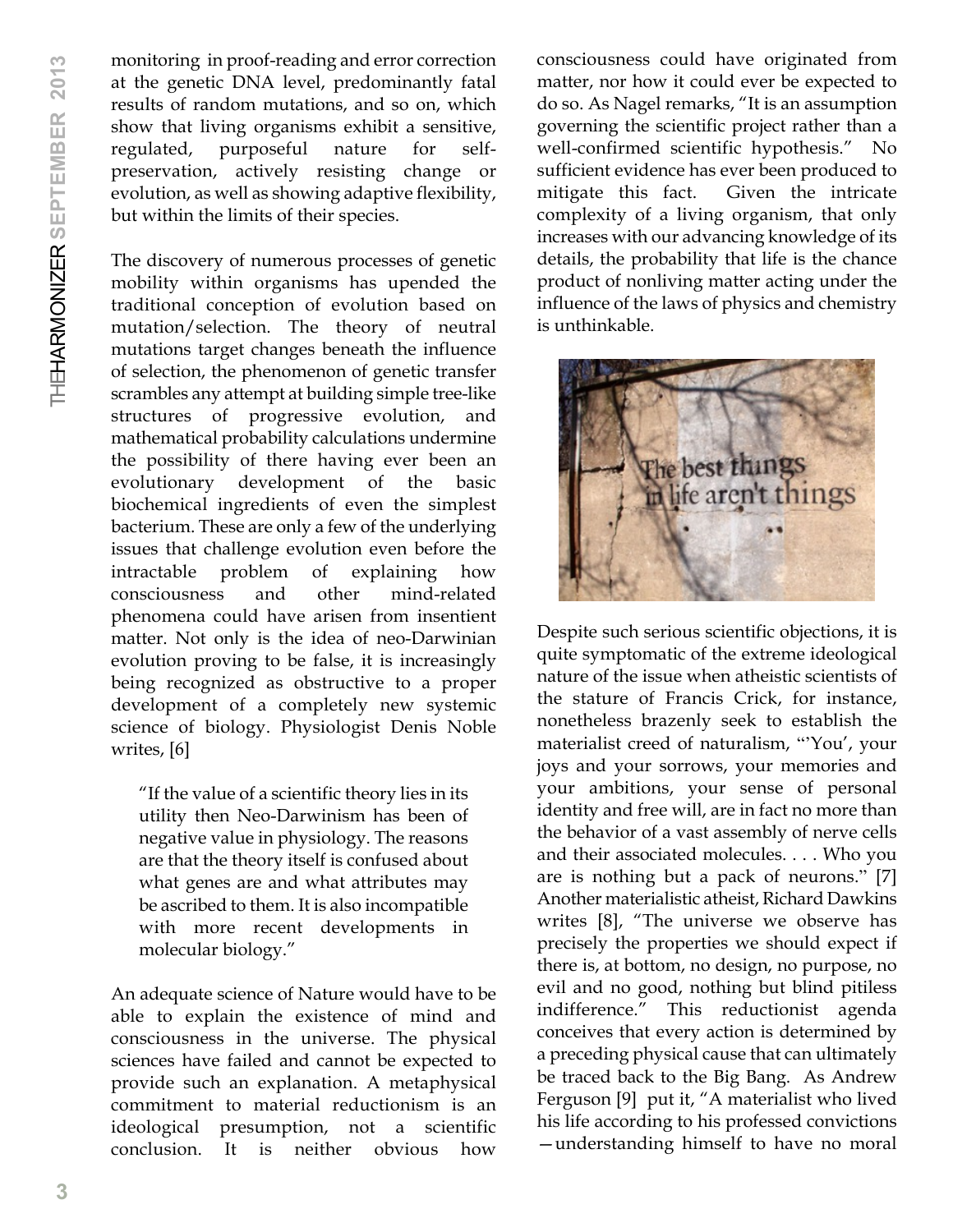monitoring in proof-reading and error correction at the genetic DNA level, predominantly fatal results of random mutations, and so on, which show that living organisms exhibit a sensitive, regulated, purposeful nature for self-preservation, actively resisting change or evolution, as well as showing adaptive flexibility, but within the limits of their species.

The discovery of numerous processes of genetic mobility within organisms has upended the traditional conception of evolution based on mutation/selection. The theory of neutral mutations target changes beneath the influence of selection, the phenomenon of genetic transfer scrambles any attempt at building simple tree-like structures of progressive evolution, and mathematical probability calculations undermine the possibility of there having ever been an evolutionary development of the basic biochemical ingredients of even the simplest bacterium. These are only a few of the underlying issues that challenge evolution even before the intractable problem of explaining how consciousness and other mind-related phenomena could have arisen from insentient matter. Not only is the idea of neo-Darwinian evolution proving to be false, it is increasingly being recognized as obstructive to a proper development of a completely new systemic science of biology. Physiologist Denis Noble writes, [6]

> "If the value of a scientific theory lies in its utility then Neo-Darwinism has been of negative value in physiology. The reasons are that the theory itself is confused about what genes are and what attributes may be ascribed to them. It is also incompatible with more recent developments in molecular biology."

An adequate science of Nature would have to be able to explain the existence of mind and consciousness in the universe. The physical sciences have failed and cannot be expected to provide such an explanation. A metaphysical commitment to material reductionism is an ideological presumption, not a scientific conclusion. It is neither obvious how consciousness could have originated from matter, nor how it could ever be expected to do so. As Nagel remarks, "It is an assumption governing the scientific project rather than a well-confirmed scientific hypothesis." No sufficient evidence has ever been produced to mitigate this fact. Given the intricate complexity of a living organism, that only increases with our advancing knowledge of its details, the probability that life is the chance product of nonliving matter acting under the influence of the laws of physics and chemistry is unthinkable.

Despite such serious scientific objections, it is quite symptomatic of the extreme ideological nature of the issue when atheistic scientists of the stature of Francis Crick, for instance, nonetheless brazenly seek to establish the materialist creed of naturalism, "'You', your joys and your sorrows, your memories and your ambitions, your sense of personal identity and free will, are in fact no more than the behavior of a vast assembly of nerve cells and their associated molecules. . . . Who you are is nothing but a pack of neurons." [7] Another materialistic atheist, Richard Dawkins writes [8], "The universe we observe has precisely the properties we should expect if there is, at bottom, no design, no purpose, no evil and no good, nothing but blind pitiless indifference." This reductionist agenda conceives that every action is determined by a preceding physical cause that can ultimately be traced back to the Big Bang. As Andrew Ferguson [9] put it, "A materialist who lived his life according to his professed convictions —understanding himself to have no moral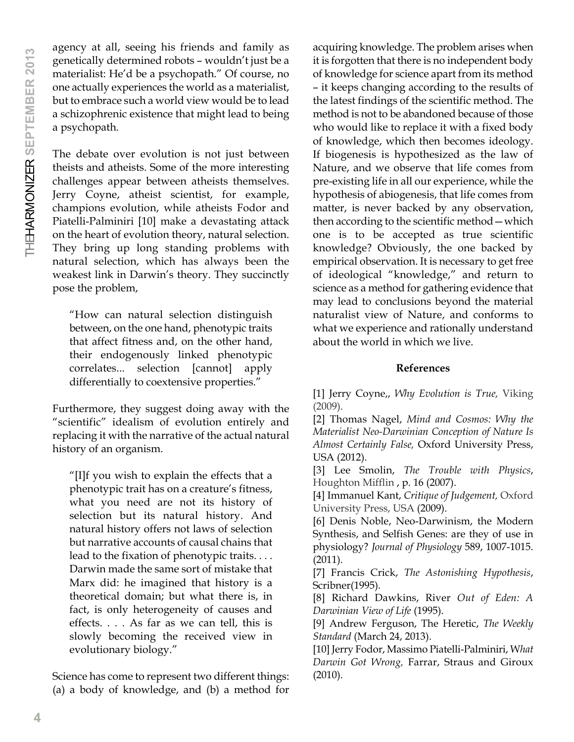agency at all, seeing his friends and family as genetically determined robots – wouldn't just be a materialist: He'd be a psychopath." Of course, no one actually experiences the world as a materialist, but to embrace such a world view would be to lead a schizophrenic existence that might lead to being a psychopath.

The debate over evolution is not just between theists and atheists. Some of the more interesting challenges appear between atheists themselves. Jerry Coyne, atheist scientist, for example, champions evolution, while atheists Fodor and Piatelli-Palminiri [10] make a devastating attack on the heart of evolution theory, natural selection. They bring up long standing problems with natural selection, which has always been the weakest link in Darwin's theory. They succinctly pose the problem,

> "How can natural selection distinguish between, on the one hand, phenotypic traits that affect fitness and, on the other hand, their endogenously linked phenotypic correlates... selection [cannot] apply differentially to coextensive properties."

Furthermore, they suggest doing away with the "scientific" idealism of evolution entirely and replacing it with the narrative of the actual natural history of an organism.

> "[I]f you wish to explain the effects that a phenotypic trait has on a creature's fitness, what you need are not its history of selection but its natural history. And natural history offers not laws of selection but narrative accounts of causal chains that lead to the fixation of phenotypic traits. . . . Darwin made the same sort of mistake that Marx did: he imagined that history is a theoretical domain; but what there is, in fact, is only heterogeneity of causes and effects. . . . As far as we can tell, this is slowly becoming the received view in evolutionary biology."

Science has come to represent two different things: (a) a body of knowledge, and (b) a method for acquiring knowledge. The problem arises when it is forgotten that there is no independent body of knowledge for science apart from its method – it keeps changing according to the results of the latest findings of the scientific method. The method is not to be abandoned because of those who would like to replace it with a fixed body of knowledge, which then becomes ideology. If biogenesis is hypothesized as the law of Nature, and we observe that life comes from pre-existing life in all our experience, while the hypothesis of abiogenesis, that life comes from matter, is never backed by any observation, then according to the scientific method—which one is to be accepted as true scientific knowledge? Obviously, the one backed by empirical observation. It is necessary to get free of ideological "knowledge," and return to science as a method for gathering evidence that may lead to conclusions beyond the material naturalist view of Nature, and conforms to what we experience and rationally understand about the world in which we live.

**References**

[1] Jerry Coyne,, *Why Evolution is True,* Viking (2009).

[2] Thomas Nagel, *Mind and Cosmos: Why the Materialist Neo-Darwinian Conception of Nature Is Almost Certainly False,* Oxford University Press, USA (2012).

[3] Lee Smolin, *The Trouble with Physics*, Houghton Mifflin , p. 16 (2007).

[4] Immanuel Kant, *Critique of Judgement,* Oxford University Press, USA (2009).

[6] Denis Noble, Neo-Darwinism, the Modern Synthesis, and Selfish Genes: are they of use in physiology? *Journal of Physiology* 589, 1007-1015. (2011).

[7] Francis Crick, *The Astonishing Hypothesis*, Scribner(1995).

[8] Richard Dawkins, River *Out of Eden: A Darwinian View of Life* (1995).

[9] Andrew Ferguson, The Heretic, *The Weekly Standard* (March 24, 2013).

[10] Jerry Fodor, Massimo Piatelli-Palminiri, W*hat Darwin Got Wrong,* Farrar, Straus and Giroux (2010).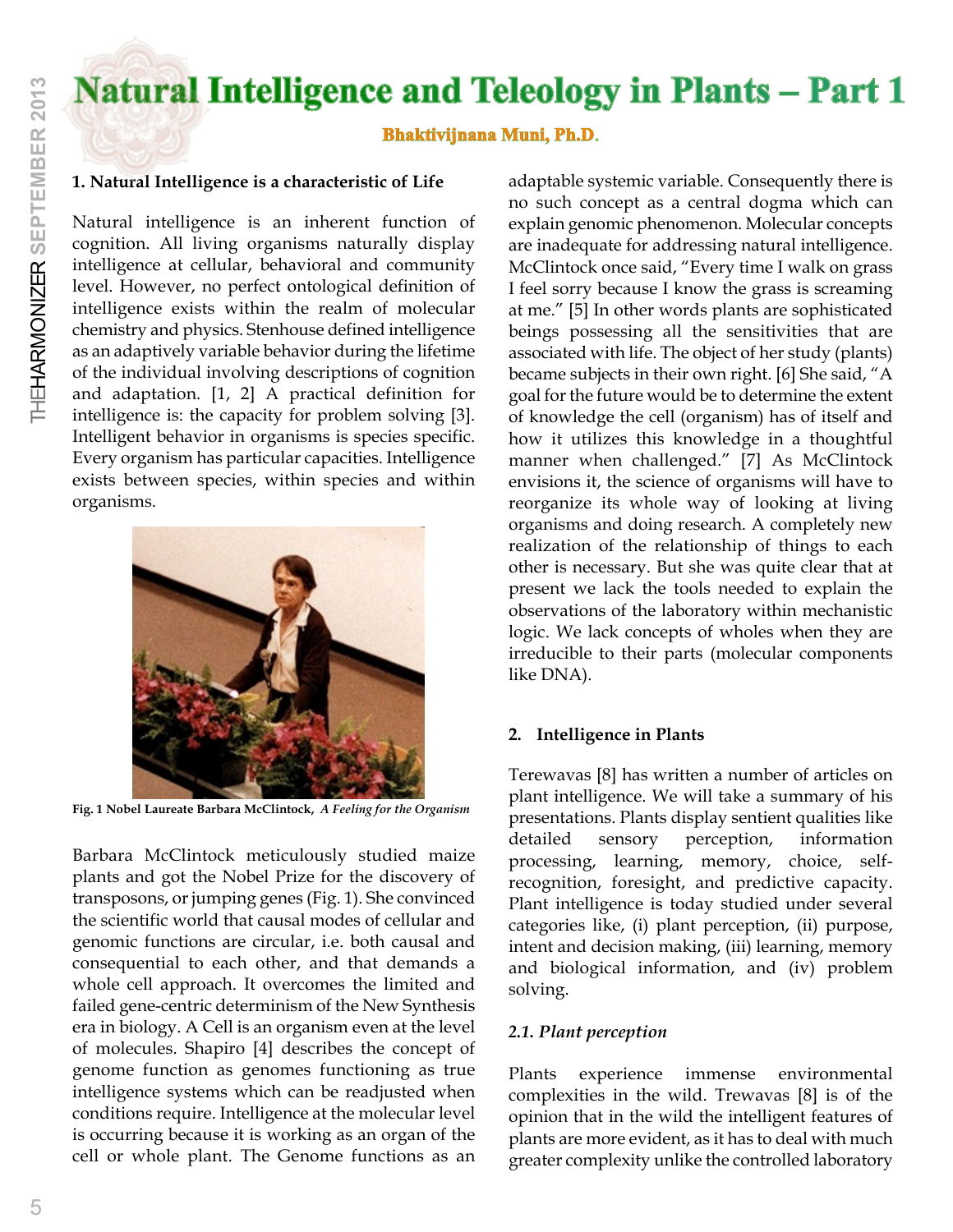# Natural Intelligence and Teleology in Plants – Part 1

**Bhaktivijnana Muni, Ph.D.**

## 1. Natural Intelligence is a characteristic of Life

Natural intelligence is an inherent function of cognition. All living organisms naturally display intelligence at cellular, behavioral and community level. However, no perfect ontological definition of intelligence exists within the realm of molecular chemistry and physics. Stenhouse defined intelligence as an adaptively variable behavior during the lifetime of the individual involving descriptions of cognition and adaptation. [1, 2] A practical definition for intelligence is: the capacity for problem solving [3]. Intelligent behavior in organisms is species specific. Every organism has particular capacities. Intelligence exists between species, within species and within organisms.

**Fig. 1 Nobel Laureate Barbara McClintock,** *A Feeling for the Organism*

Barbara McClintock meticulously studied maize plants and got the Nobel Prize for the discovery of transposons, or jumping genes (Fig. 1). She convinced the scientific world that causal modes of cellular and genomic functions are circular, i.e. both causal and consequential to each other, and that demands a whole cell approach. It overcomes the limited and failed gene-centric determinism of the New Synthesis era in biology. A Cell is an organism even at the level of molecules. Shapiro [4] describes the concept of genome function as genomes functioning as true intelligence systems which can be readjusted when conditions require. Intelligence at the molecular level is occurring because it is working as an organ of the cell or whole plant. The Genome functions as an adaptable systemic variable. Consequently there is no such concept as a central dogma which can explain genomic phenomenon. Molecular concepts are inadequate for addressing natural intelligence. McClintock once said, "Every time I walk on grass I feel sorry because I know the grass is screaming at me." [5] In other words plants are sophisticated beings possessing all the sensitivities that are associated with life. The object of her study (plants) became subjects in their own right. [6] She said, "A goal for the future would be to determine the extent of knowledge the cell (organism) has of itself and how it utilizes this knowledge in a thoughtful manner when challenged." [7] As McClintock envisions it, the science of organisms will have to reorganize its whole way of looking at living organisms and doing research. A completely new realization of the relationship of things to each other is necessary. But she was quite clear that at present we lack the tools needed to explain the observations of the laboratory within mechanistic logic. We lack concepts of wholes when they are irreducible to their parts (molecular components like DNA).

## 2. Intelligence in Plants

Terewavas [8] has written a number of articles on plant intelligence. We will take a summary of his presentations. Plants display sentient qualities like detailed sensory perception, information processing, learning, memory, choice, self-recognition, foresight, and predictive capacity. Plant intelligence is today studied under several categories like, (i) plant perception, (ii) purpose, intent and decision making, (iii) learning, memory and biological information, and (iv) problem solving.

### *2.1. Plant perception*

Plants experience immense environmental complexities in the wild. Trewavas [8] is of the opinion that in the wild the intelligent features of plants are more evident, as it has to deal with much greater complexity unlike the controlled laboratory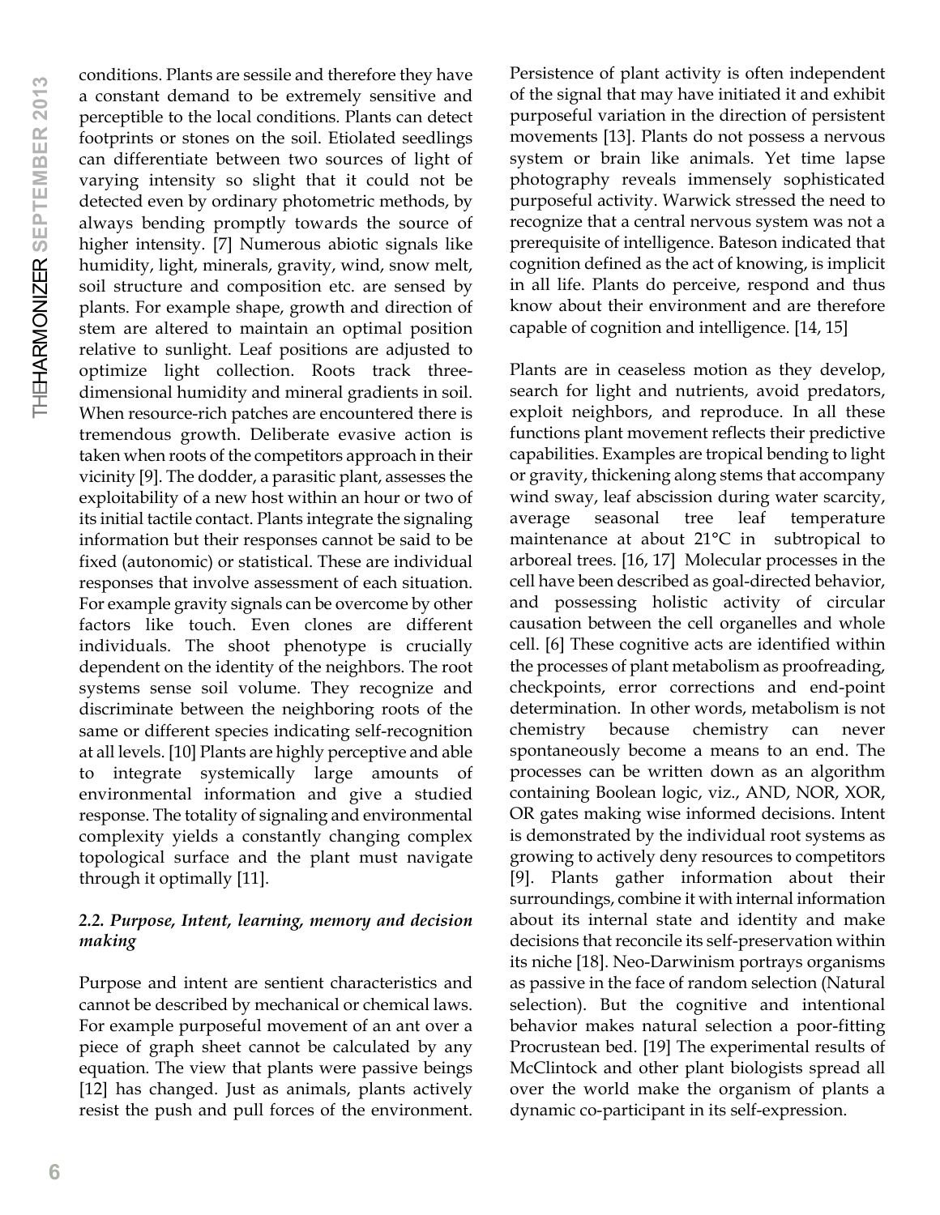conditions. Plants are sessile and therefore they have a constant demand to be extremely sensitive and perceptible to the local conditions. Plants can detect footprints or stones on the soil. Etiolated seedlings can differentiate between two sources of light of varying intensity so slight that it could not be detected even by ordinary photometric methods, by always bending promptly towards the source of higher intensity. [7] Numerous abiotic signals like humidity, light, minerals, gravity, wind, snow melt, soil structure and composition etc. are sensed by plants. For example shape, growth and direction of stem are altered to maintain an optimal position relative to sunlight. Leaf positions are adjusted to optimize light collection. Roots track three-dimensional humidity and mineral gradients in soil. When resource-rich patches are encountered there is tremendous growth. Deliberate evasive action is taken when roots of the competitors approach in their vicinity [9]. The dodder, a parasitic plant, assesses the exploitability of a new host within an hour or two of its initial tactile contact. Plants integrate the signaling information but their responses cannot be said to be fixed (autonomic) or statistical. These are individual responses that involve assessment of each situation. For example gravity signals can be overcome by other factors like touch. Even clones are different individuals. The shoot phenotype is crucially dependent on the identity of the neighbors. The root systems sense soil volume. They recognize and discriminate between the neighboring roots of the same or different species indicating self-recognition at all levels. [10] Plants are highly perceptive and able to integrate systemically large amounts of environmental information and give a studied response. The totality of signaling and environmental complexity yields a constantly changing complex topological surface and the plant must navigate through it optimally [11].

### *2.2. Purpose, Intent, learning, memory and decision making*

Purpose and intent are sentient characteristics and cannot be described by mechanical or chemical laws. For example purposeful movement of an ant over a piece of graph sheet cannot be calculated by any equation. The view that plants were passive beings [12] has changed. Just as animals, plants actively resist the push and pull forces of the environment. Persistence of plant activity is often independent of the signal that may have initiated it and exhibit purposeful variation in the direction of persistent movements [13]. Plants do not possess a nervous system or brain like animals. Yet time lapse photography reveals immensely sophisticated purposeful activity. Warwick stressed the need to recognize that a central nervous system was not a prerequisite of intelligence. Bateson indicated that cognition defined as the act of knowing, is implicit in all life. Plants do perceive, respond and thus know about their environment and are therefore capable of cognition and intelligence. [14, 15]

Plants are in ceaseless motion as they develop, search for light and nutrients, avoid predators, exploit neighbors, and reproduce. In all these functions plant movement reflects their predictive capabilities. Examples are tropical bending to light or gravity, thickening along stems that accompany wind sway, leaf abscission during water scarcity, average seasonal tree leaf temperature maintenance at about 21°C in subtropical to arboreal trees. [16, 17] Molecular processes in the cell have been described as goal-directed behavior, and possessing holistic activity of circular causation between the cell organelles and whole cell. [6] These cognitive acts are identified within the processes of plant metabolism as proofreading, checkpoints, error corrections and end-point determination. In other words, metabolism is not chemistry because chemistry can never spontaneously become a means to an end. The processes can be written down as an algorithm containing Boolean logic, viz., AND, NOR, XOR, OR gates making wise informed decisions. Intent is demonstrated by the individual root systems as growing to actively deny resources to competitors [9]. Plants gather information about their surroundings, combine it with internal information about its internal state and identity and make decisions that reconcile its self-preservation within its niche [18]. Neo-Darwinism portrays organisms as passive in the face of random selection (Natural selection). But the cognitive and intentional behavior makes natural selection a poor-fitting Procrustean bed. [19] The experimental results of McClintock and other plant biologists spread all over the world make the organism of plants a dynamic co-participant in its self-expression.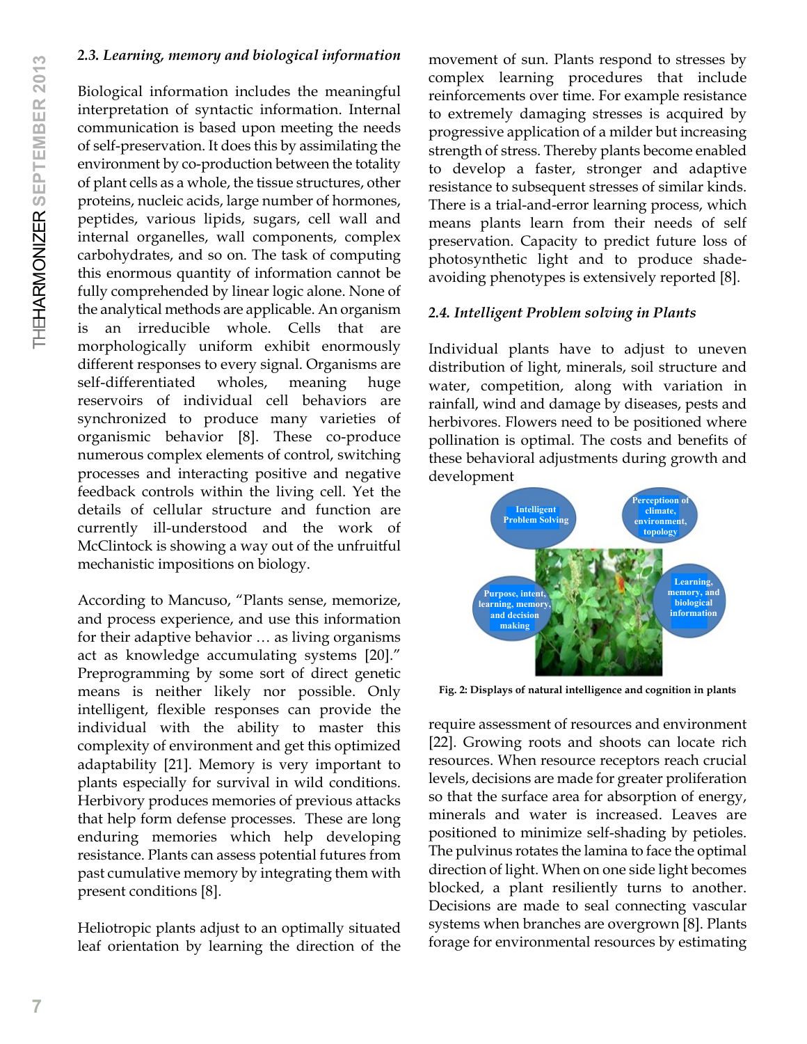### 2.3. Learning, memory and biological information

Biological information includes the meaningful interpretation of syntactic information. Internal communication is based upon meeting the needs of self-preservation. It does this by assimilating the environment by co-production between the totality of plant cells as a whole, the tissue structures, other proteins, nucleic acids, large number of hormones, peptides, various lipids, sugars, cell wall and internal organelles, wall components, complex carbohydrates, and so on. The task of computing this enormous quantity of information cannot be fully comprehended by linear logic alone. None of the analytical methods are applicable. An organism is an irreducible whole. Cells that are morphologically uniform exhibit enormously different responses to every signal. Organisms are self-differentiated wholes, meaning huge reservoirs of individual cell behaviors are synchronized to produce many varieties of organismic behavior [8]. These co-produce numerous complex elements of control, switching processes and interacting positive and negative feedback controls within the living cell. Yet the details of cellular structure and function are currently ill-understood and the work of McClintock is showing a way out of the unfruitful mechanistic impositions on biology.

According to Mancuso, "Plants sense, memorize, and process experience, and use this information for their adaptive behavior … as living organisms act as knowledge accumulating systems [20]." Preprogramming by some sort of direct genetic means is neither likely nor possible. Only intelligent, flexible responses can provide the individual with the ability to master this complexity of environment and get this optimized adaptability [21]. Memory is very important to plants especially for survival in wild conditions. Herbivory produces memories of previous attacks that help form defense processes. These are long enduring memories which help developing resistance. Plants can assess potential futures from past cumulative memory by integrating them with present conditions [8].

Heliotropic plants adjust to an optimally situated leaf orientation by learning the direction of the movement of sun. Plants respond to stresses by complex learning procedures that include reinforcements over time. For example resistance to extremely damaging stresses is acquired by progressive application of a milder but increasing strength of stress. Thereby plants become enabled to develop a faster, stronger and adaptive resistance to subsequent stresses of similar kinds. There is a trial-and-error learning process, which means plants learn from their needs of self preservation. Capacity to predict future loss of photosynthetic light and to produce shade-avoiding phenotypes is extensively reported [8].

### 2.4. Intelligent Problem solving in Plants

Individual plants have to adjust to uneven distribution of light, minerals, soil structure and water, competition, along with variation in rainfall, wind and damage by diseases, pests and herbivores. Flowers need to be positioned where pollination is optimal. The costs and benefits of these behavioral adjustments during growth and development require assessment of resources and environment [22]. Growing roots and shoots can locate rich resources. When resource receptors reach crucial levels, decisions are made for greater proliferation so that the surface area for absorption of energy, minerals and water is increased. Leaves are positioned to minimize self-shading by petioles. The pulvinus rotates the lamina to face the optimal direction of light. When on one side light becomes blocked, a plant resiliently turns to another. Decisions are made to seal connecting vascular systems when branches are overgrown [8]. Plants forage for environmental resources by estimating

**Fig. 2: Displays of natural intelligence and cognition in plants**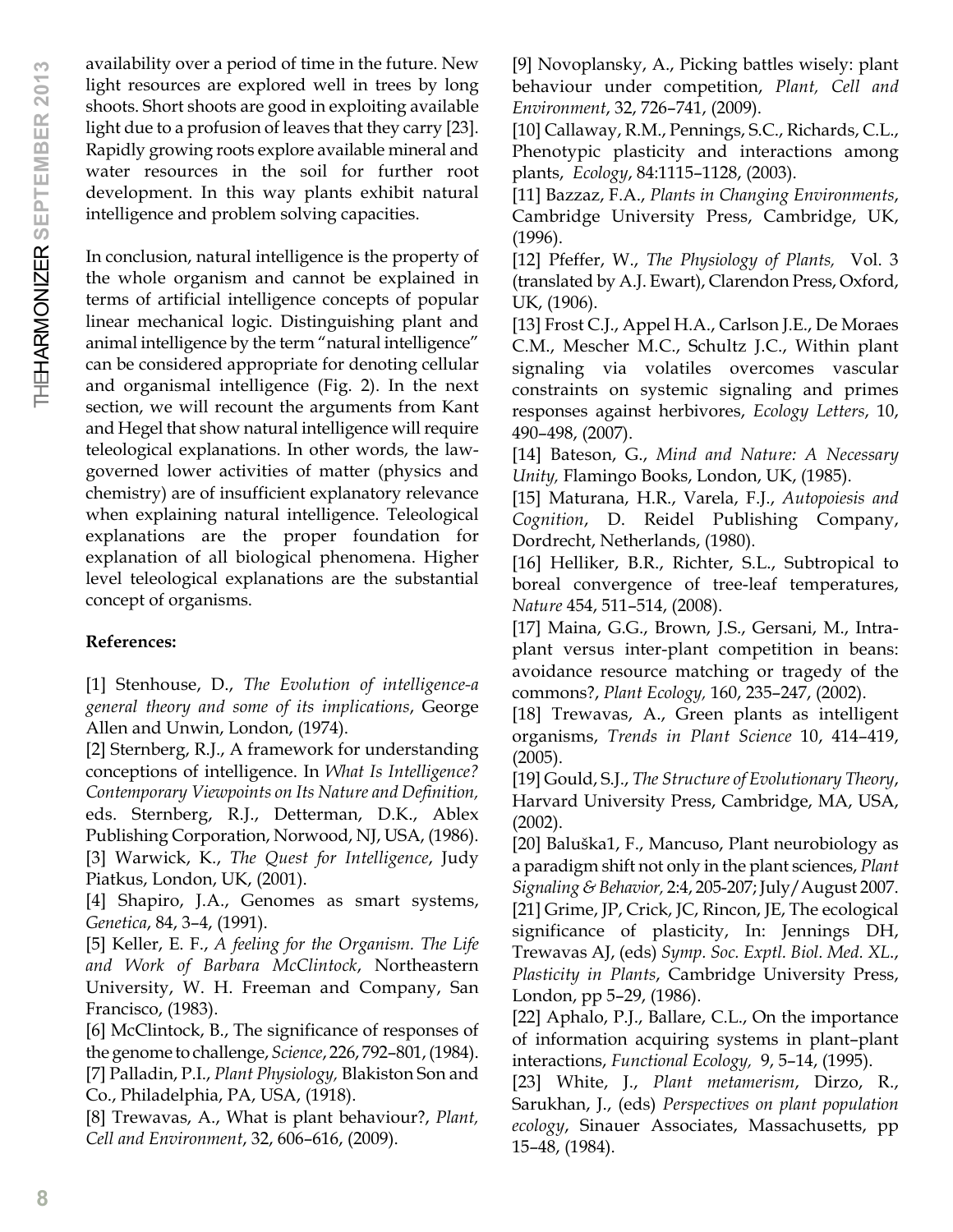availability over a period of time in the future. New light resources are explored well in trees by long shoots. Short shoots are good in exploiting available light due to a profusion of leaves that they carry [23]. Rapidly growing roots explore available mineral and water resources in the soil for further root development. In this way plants exhibit natural intelligence and problem solving capacities.

In conclusion, natural intelligence is the property of the whole organism and cannot be explained in terms of artificial intelligence concepts of popular linear mechanical logic. Distinguishing plant and animal intelligence by the term "natural intelligence" can be considered appropriate for denoting cellular and organismal intelligence (Fig. 2). In the next section, we will recount the arguments from Kant and Hegel that show natural intelligence will require teleological explanations. In other words, the law-governed lower activities of matter (physics and chemistry) are of insufficient explanatory relevance when explaining natural intelligence. Teleological explanations are the proper foundation for explanation of all biological phenomena. Higher level teleological explanations are the substantial concept of organisms.

**References:**

[1] Stenhouse, D., *The Evolution of intelligence-a general theory and some of its implications*, George Allen and Unwin, London, (1974).

[2] Sternberg, R.J., A framework for understanding conceptions of intelligence. In *What Is Intelligence? Contemporary Viewpoints on Its Nature and Definition,* eds. Sternberg, R.J., Detterman, D.K., Ablex Publishing Corporation, Norwood, NJ, USA, (1986).

[3] Warwick, K., *The Quest for Intelligence*, Judy Piatkus, London, UK, (2001).

[4] Shapiro, J.A., Genomes as smart systems, *Genetica*, 84, 3–4, (1991).

[5] Keller, E. F., *A feeling for the Organism. The Life and Work of Barbara McClintock*, Northeastern University, W. H. Freeman and Company, San Francisco, (1983).

[6] McClintock, B., The significance of responses of the genome to challenge, *Science*, 226, 792–801, (1984).

[7] Palladin, P.I., *Plant Physiology,* Blakiston Son and Co., Philadelphia, PA, USA, (1918).

[8] Trewavas, A., What is plant behaviour?, *Plant, Cell and Environment*, 32, 606–616, (2009).

[9] Novoplansky, A., Picking battles wisely: plant behaviour under competition, *Plant, Cell and Environment*, 32, 726–741, (2009).

[10] Callaway, R.M., Pennings, S.C., Richards, C.L., Phenotypic plasticity and interactions among plants, *Ecology*, 84:1115–1128, (2003).

[11] Bazzaz, F.A., *Plants in Changing Environments*, Cambridge University Press, Cambridge, UK, (1996).

[12] Pfeffer, W., *The Physiology of Plants,* Vol. 3 (translated by A.J. Ewart), Clarendon Press, Oxford, UK, (1906).

[13] Frost C.J., Appel H.A., Carlson J.E., De Moraes C.M., Mescher M.C., Schultz J.C., Within plant signaling via volatiles overcomes vascular constraints on systemic signaling and primes responses against herbivores, *Ecology Letters*, 10, 490–498, (2007).

[14] Bateson, G., *Mind and Nature: A Necessary Unity,* Flamingo Books, London, UK, (1985).

[15] Maturana, H.R., Varela, F.J., *Autopoiesis and Cognition*, D. Reidel Publishing Company, Dordrecht, Netherlands, (1980).

[16] Helliker, B.R., Richter, S.L., Subtropical to boreal convergence of tree-leaf temperatures, *Nature* 454, 511–514, (2008).

[17] Maina, G.G., Brown, J.S., Gersani, M., Intra-plant versus inter-plant competition in beans: avoidance resource matching or tragedy of the commons?, *Plant Ecology,* 160, 235–247, (2002).

[18] Trewavas, A., Green plants as intelligent organisms, *Trends in Plant Science* 10, 414–419, (2005).

[19] Gould, S.J., *The Structure of Evolutionary Theory*, Harvard University Press, Cambridge, MA, USA, (2002).

[20] Baluška1, F., Mancuso, Plant neurobiology as a paradigm shift not only in the plant sciences, *Plant Signaling & Behavior,* 2:4, 205-207; July/August 2007.

[21] Grime, JP, Crick, JC, Rincon, JE, The ecological significance of plasticity, In: Jennings DH, Trewavas AJ, (eds) *Symp. Soc. Exptl. Biol. Med. XL., Plasticity in Plants*, Cambridge University Press, London, pp 5–29, (1986).

[22] Aphalo, P.J., Ballare, C.L., On the importance of information acquiring systems in plant–plant interactions, *Functional Ecology,* 9, 5–14, (1995).

[23] White, J., *Plant metamerism*, Dirzo, R., Sarukhan, J., (eds) *Perspectives on plant population ecology*, Sinauer Associates, Massachusetts, pp 15–48, (1984).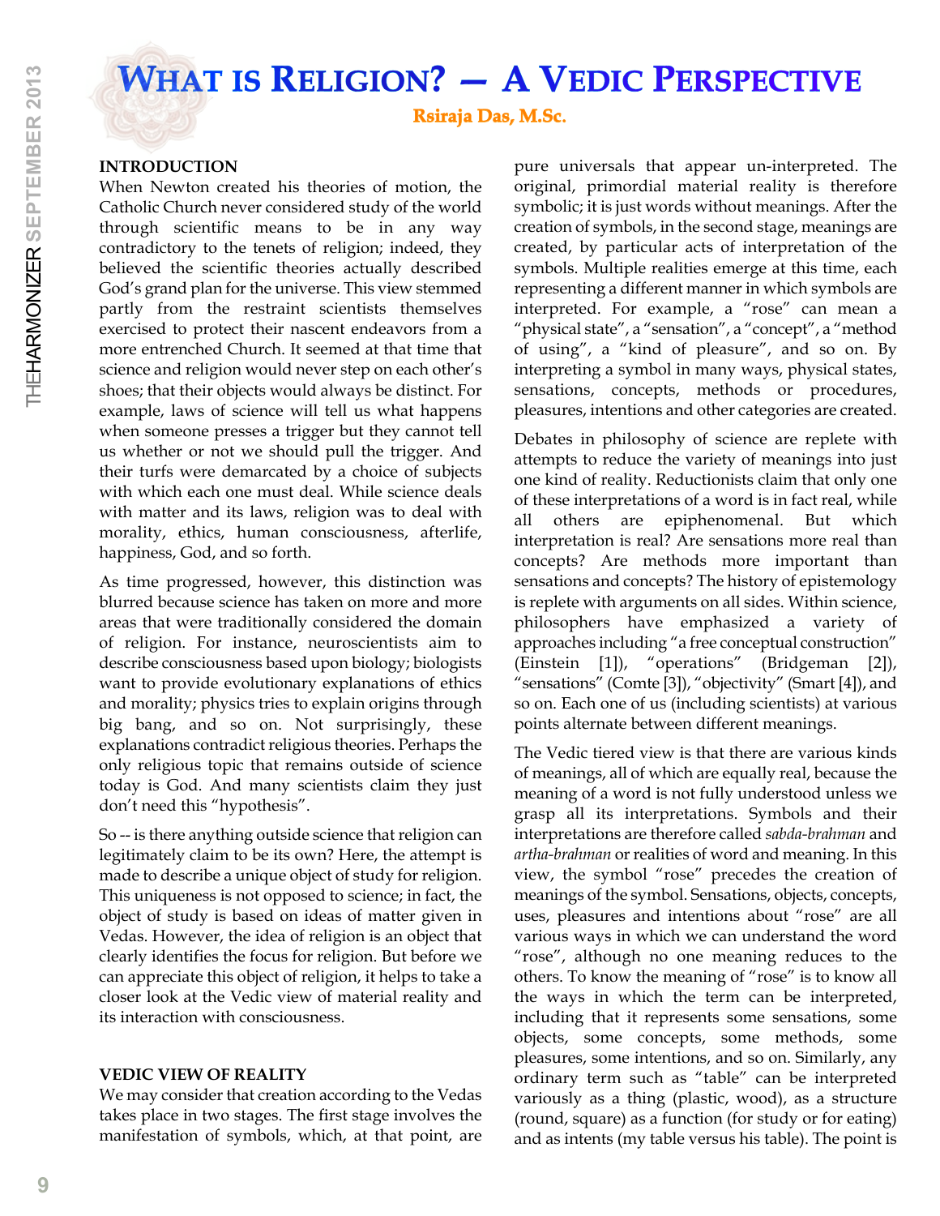# What is Religion? — A Vedic Perspective

**Rsiraja Das, M.Sc.**

## INTRODUCTION

When Newton created his theories of motion, the Catholic Church never considered study of the world through scientific means to be in any way contradictory to the tenets of religion; indeed, they believed the scientific theories actually described God's grand plan for the universe. This view stemmed partly from the restraint scientists themselves exercised to protect their nascent endeavors from a more entrenched Church. It seemed at that time that science and religion would never step on each other's shoes; that their objects would always be distinct. For example, laws of science will tell us what happens when someone presses a trigger but they cannot tell us whether or not we should pull the trigger. And their turfs were demarcated by a choice of subjects with which each one must deal. While science deals with matter and its laws, religion was to deal with morality, ethics, human consciousness, afterlife, happiness, God, and so forth.

As time progressed, however, this distinction was blurred because science has taken on more and more areas that were traditionally considered the domain of religion. For instance, neuroscientists aim to describe consciousness based upon biology; biologists want to provide evolutionary explanations of ethics and morality; physics tries to explain origins through big bang, and so on. Not surprisingly, these explanations contradict religious theories. Perhaps the only religious topic that remains outside of science today is God. And many scientists claim they just don't need this "hypothesis".

So -- is there anything outside science that religion can legitimately claim to be its own? Here, the attempt is made to describe a unique object of study for religion. This uniqueness is not opposed to science; in fact, the object of study is based on ideas of matter given in Vedas. However, the idea of religion is an object that clearly identifies the focus for religion. But before we can appreciate this object of religion, it helps to take a closer look at the Vedic view of material reality and its interaction with consciousness.

## VEDIC VIEW OF REALITY

We may consider that creation according to the Vedas takes place in two stages. The first stage involves the manifestation of symbols, which, at that point, are pure universals that appear un-interpreted. The original, primordial material reality is therefore symbolic; it is just words without meanings. After the creation of symbols, in the second stage, meanings are created, by particular acts of interpretation of the symbols. Multiple realities emerge at this time, each representing a different manner in which symbols are interpreted. For example, a "rose" can mean a "physical state", a "sensation", a "concept", a "method of using", a "kind of pleasure", and so on. By interpreting a symbol in many ways, physical states, sensations, concepts, methods or procedures, pleasures, intentions and other categories are created.

Debates in philosophy of science are replete with attempts to reduce the variety of meanings into just one kind of reality. Reductionists claim that only one of these interpretations of a word is in fact real, while all others are epiphenomenal. But which interpretation is real? Are sensations more real than concepts? Are methods more important than sensations and concepts? The history of epistemology is replete with arguments on all sides. Within science, philosophers have emphasized a variety of approaches including "a free conceptual construction" (Einstein [1]), "operations" (Bridgeman [2]), "sensations" (Comte [3]), "objectivity" (Smart [4]), and so on. Each one of us (including scientists) at various points alternate between different meanings.

The Vedic tiered view is that there are various kinds of meanings, all of which are equally real, because the meaning of a word is not fully understood unless we grasp all its interpretations. Symbols and their interpretations are therefore called *sabda-brahman* and *artha-brahman* or realities of word and meaning. In this view, the symbol "rose" precedes the creation of meanings of the symbol. Sensations, objects, concepts, uses, pleasures and intentions about "rose" are all various ways in which we can understand the word "rose", although no one meaning reduces to the others. To know the meaning of "rose" is to know all the ways in which the term can be interpreted, including that it represents some sensations, some objects, some concepts, some methods, some pleasures, some intentions, and so on. Similarly, any ordinary term such as "table" can be interpreted variously as a thing (plastic, wood), as a structure (round, square) as a function (for study or for eating) and as intents (my table versus his table). The point is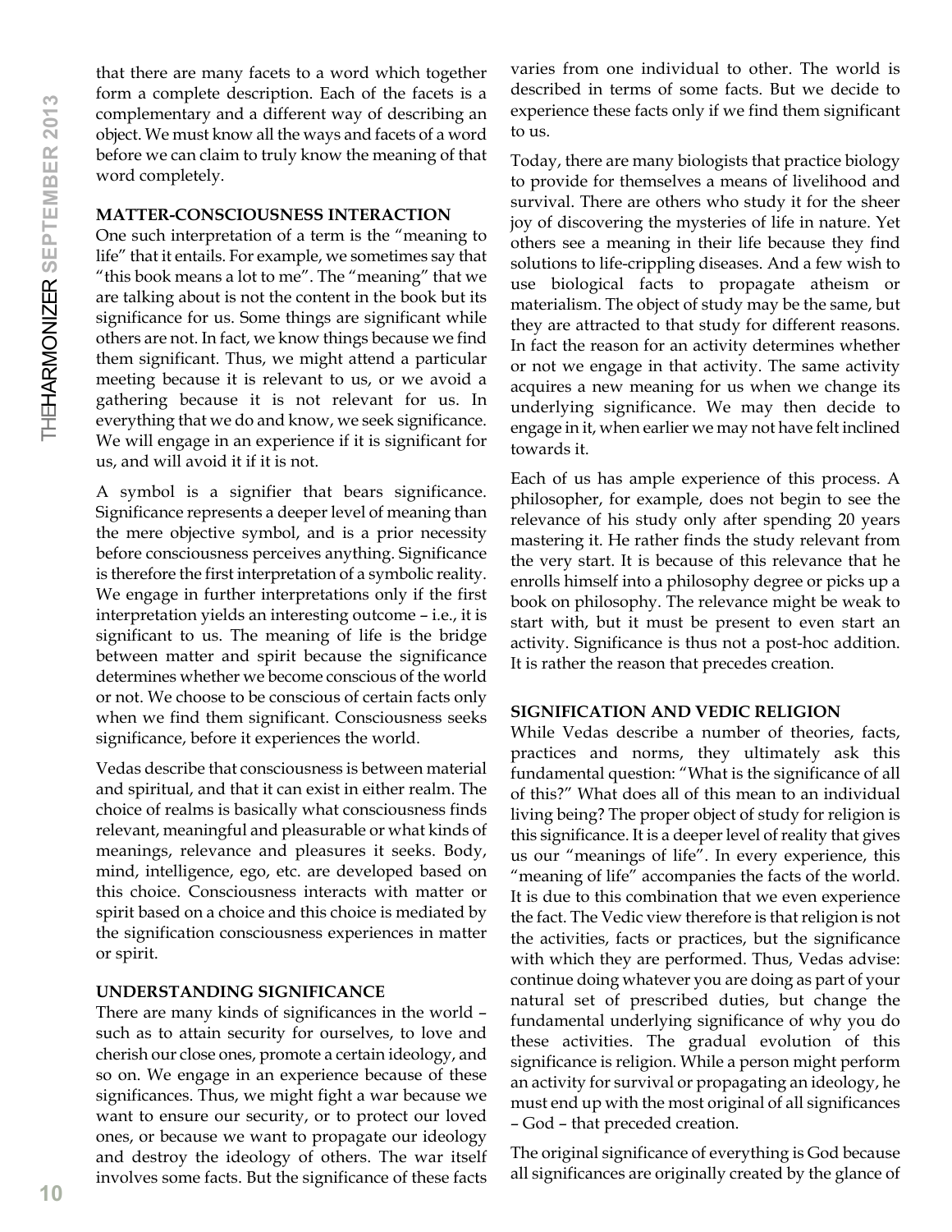that there are many facets to a word which together form a complete description. Each of the facets is a complementary and a different way of describing an object. We must know all the ways and facets of a word before we can claim to truly know the meaning of that word completely.

### MATTER-CONSCIOUSNESS INTERACTION

One such interpretation of a term is the "meaning to life" that it entails. For example, we sometimes say that "this book means a lot to me". The "meaning" that we are talking about is not the content in the book but its significance for us. Some things are significant while others are not. In fact, we know things because we find them significant. Thus, we might attend a particular meeting because it is relevant to us, or we avoid a gathering because it is not relevant for us. In everything that we do and know, we seek significance. We will engage in an experience if it is significant for us, and will avoid it if it is not.

A symbol is a signifier that bears significance. Significance represents a deeper level of meaning than the mere objective symbol, and is a prior necessity before consciousness perceives anything. Significance is therefore the first interpretation of a symbolic reality. We engage in further interpretations only if the first interpretation yields an interesting outcome – i.e., it is significant to us. The meaning of life is the bridge between matter and spirit because the significance determines whether we become conscious of the world or not. We choose to be conscious of certain facts only when we find them significant. Consciousness seeks significance, before it experiences the world.

Vedas describe that consciousness is between material and spiritual, and that it can exist in either realm. The choice of realms is basically what consciousness finds relevant, meaningful and pleasurable or what kinds of meanings, relevance and pleasures it seeks. Body, mind, intelligence, ego, etc. are developed based on this choice. Consciousness interacts with matter or spirit based on a choice and this choice is mediated by the signification consciousness experiences in matter or spirit.

### UNDERSTANDING SIGNIFICANCE

There are many kinds of significances in the world – such as to attain security for ourselves, to love and cherish our close ones, promote a certain ideology, and so on. We engage in an experience because of these significances. Thus, we might fight a war because we want to ensure our security, or to protect our loved ones, or because we want to propagate our ideology and destroy the ideology of others. The war itself involves some facts. But the significance of these facts varies from one individual to other. The world is described in terms of some facts. But we decide to experience these facts only if we find them significant to us.

Today, there are many biologists that practice biology to provide for themselves a means of livelihood and survival. There are others who study it for the sheer joy of discovering the mysteries of life in nature. Yet others see a meaning in their life because they find solutions to life-crippling diseases. And a few wish to use biological facts to propagate atheism or materialism. The object of study may be the same, but they are attracted to that study for different reasons. In fact the reason for an activity determines whether or not we engage in that activity. The same activity acquires a new meaning for us when we change its underlying significance. We may then decide to engage in it, when earlier we may not have felt inclined towards it.

Each of us has ample experience of this process. A philosopher, for example, does not begin to see the relevance of his study only after spending 20 years mastering it. He rather finds the study relevant from the very start. It is because of this relevance that he enrolls himself into a philosophy degree or picks up a book on philosophy. The relevance might be weak to start with, but it must be present to even start an activity. Significance is thus not a post-hoc addition. It is rather the reason that precedes creation.

### SIGNIFICATION AND VEDIC RELIGION

While Vedas describe a number of theories, facts, practices and norms, they ultimately ask this fundamental question: "What is the significance of all of this?" What does all of this mean to an individual living being? The proper object of study for religion is this significance. It is a deeper level of reality that gives us our "meanings of life". In every experience, this "meaning of life" accompanies the facts of the world. It is due to this combination that we even experience the fact. The Vedic view therefore is that religion is not the activities, facts or practices, but the significance with which they are performed. Thus, Vedas advise: continue doing whatever you are doing as part of your natural set of prescribed duties, but change the fundamental underlying significance of why you do these activities. The gradual evolution of this significance is religion. While a person might perform an activity for survival or propagating an ideology, he must end up with the most original of all significances – God – that preceded creation.

The original significance of everything is God because all significances are originally created by the glance of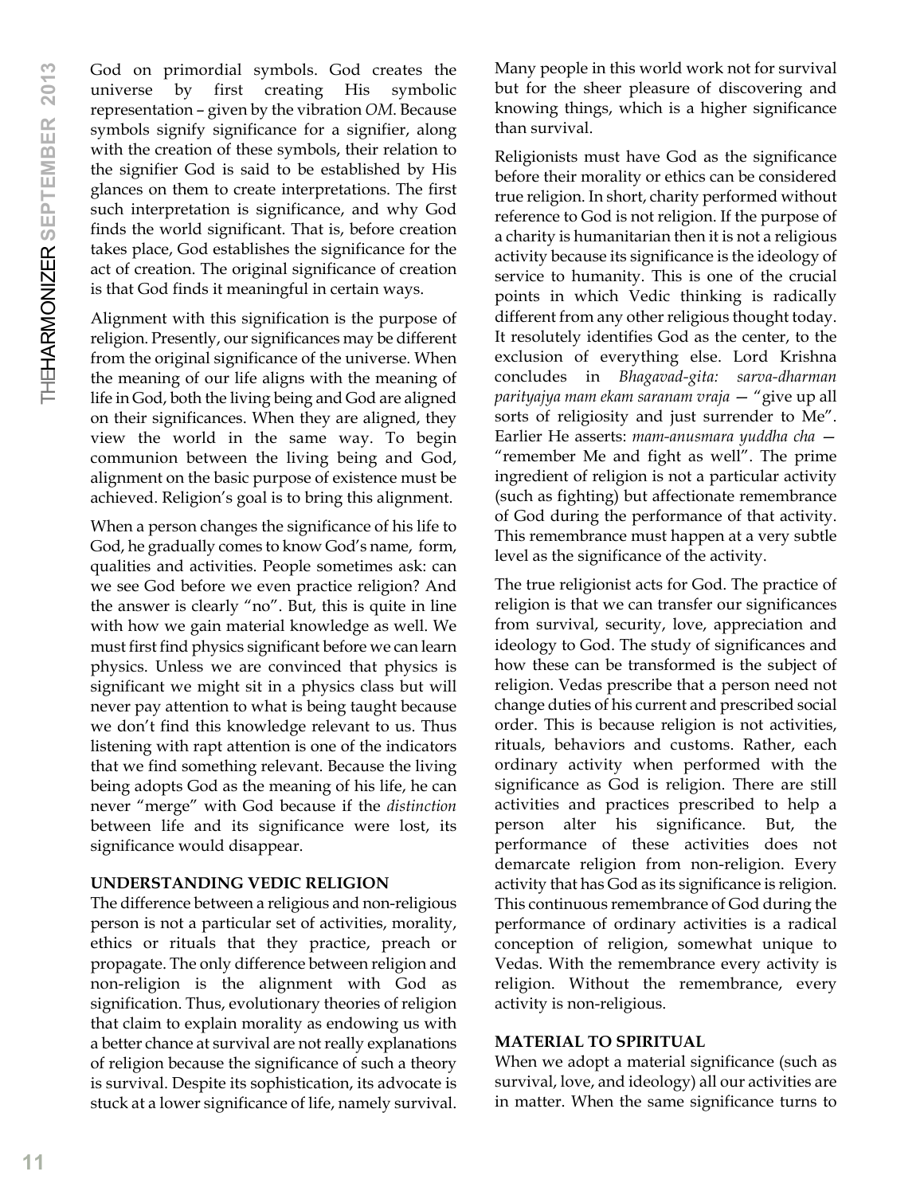God on primordial symbols. God creates the universe by first creating His symbolic representation – given by the vibration *OM*. Because symbols signify significance for a signifier, along with the creation of these symbols, their relation to the signifier God is said to be established by His glances on them to create interpretations. The first such interpretation is significance, and why God finds the world significant. That is, before creation takes place, God establishes the significance for the act of creation. The original significance of creation is that God finds it meaningful in certain ways.

Alignment with this signification is the purpose of religion. Presently, our significances may be different from the original significance of the universe. When the meaning of our life aligns with the meaning of life in God, both the living being and God are aligned on their significances. When they are aligned, they view the world in the same way. To begin communion between the living being and God, alignment on the basic purpose of existence must be achieved. Religion's goal is to bring this alignment.

When a person changes the significance of his life to God, he gradually comes to know God's name, form, qualities and activities. People sometimes ask: can we see God before we even practice religion? And the answer is clearly "no". But, this is quite in line with how we gain material knowledge as well. We must first find physics significant before we can learn physics. Unless we are convinced that physics is significant we might sit in a physics class but will never pay attention to what is being taught because we don't find this knowledge relevant to us. Thus listening with rapt attention is one of the indicators that we find something relevant. Because the living being adopts God as the meaning of his life, he can never "merge" with God because if the *distinction* between life and its significance were lost, its significance would disappear.

### UNDERSTANDING VEDIC RELIGION

The difference between a religious and non-religious person is not a particular set of activities, morality, ethics or rituals that they practice, preach or propagate. The only difference between religion and non-religion is the alignment with God as signification. Thus, evolutionary theories of religion that claim to explain morality as endowing us with a better chance at survival are not really explanations of religion because the significance of such a theory is survival. Despite its sophistication, its advocate is stuck at a lower significance of life, namely survival. Many people in this world work not for survival but for the sheer pleasure of discovering and knowing things, which is a higher significance than survival.

Religionists must have God as the significance before their morality or ethics can be considered true religion. In short, charity performed without reference to God is not religion. If the purpose of a charity is humanitarian then it is not a religious activity because its significance is the ideology of service to humanity. This is one of the crucial points in which Vedic thinking is radically different from any other religious thought today. It resolutely identifies God as the center, to the exclusion of everything else. Lord Krishna concludes in *Bhagavad-gita: sarva-dharman parityajya mam ekam saranam vraja* — "give up all sorts of religiosity and just surrender to Me". Earlier He asserts: *mam-anusmara yuddha cha* — "remember Me and fight as well". The prime ingredient of religion is not a particular activity (such as fighting) but affectionate remembrance of God during the performance of that activity. This remembrance must happen at a very subtle level as the significance of the activity.

The true religionist acts for God. The practice of religion is that we can transfer our significances from survival, security, love, appreciation and ideology to God. The study of significances and how these can be transformed is the subject of religion. Vedas prescribe that a person need not change duties of his current and prescribed social order. This is because religion is not activities, rituals, behaviors and customs. Rather, each ordinary activity when performed with the significance as God is religion. There are still activities and practices prescribed to help a person alter his significance. But, the performance of these activities does not demarcate religion from non-religion. Every activity that has God as its significance is religion. This continuous remembrance of God during the performance of ordinary activities is a radical conception of religion, somewhat unique to Vedas. With the remembrance every activity is religion. Without the remembrance, every activity is non-religious.

### MATERIAL TO SPIRITUAL

When we adopt a material significance (such as survival, love, and ideology) all our activities are in matter. When the same significance turns to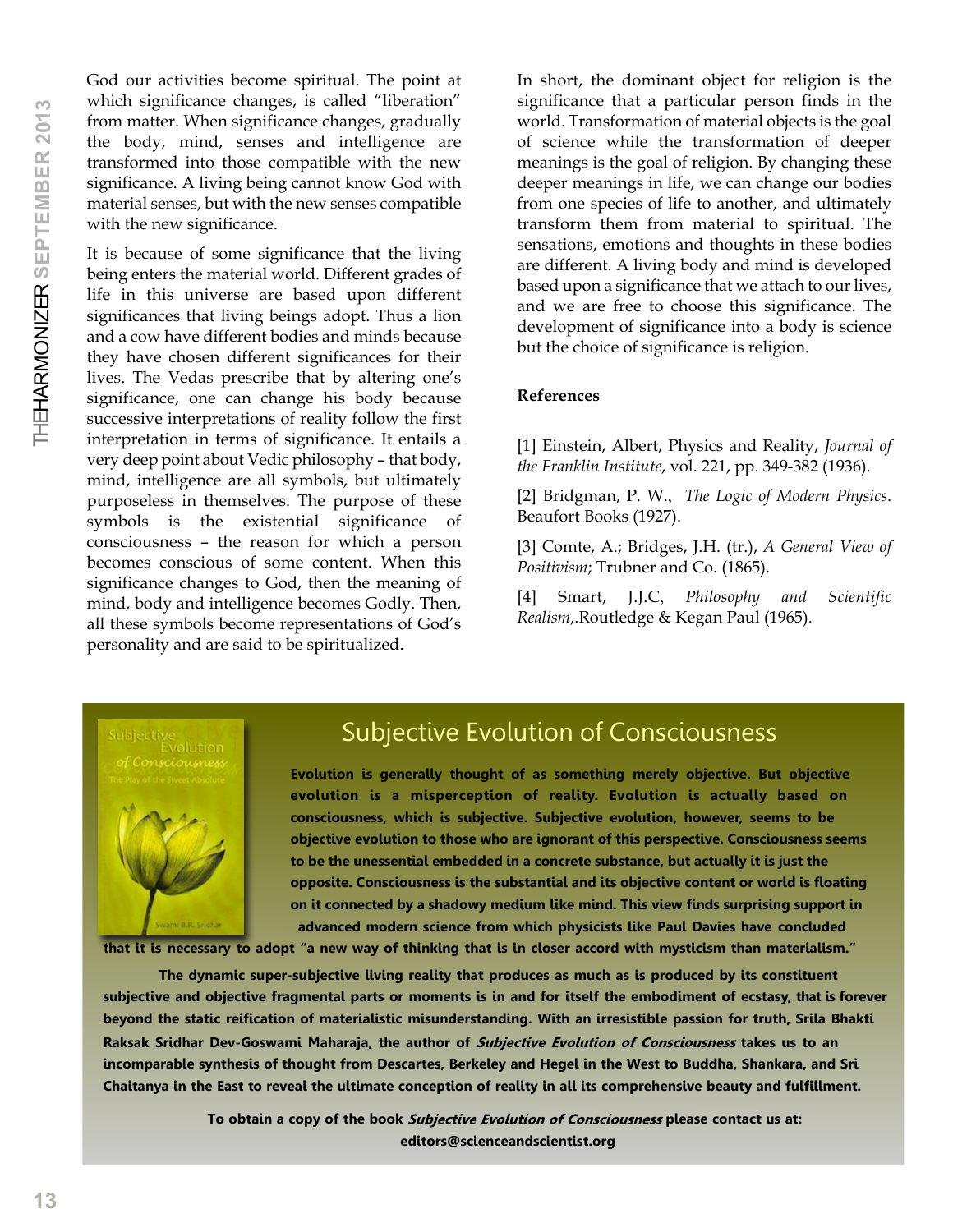God our activities become spiritual. The point at which significance changes, is called "liberation" from matter. When significance changes, gradually the body, mind, senses and intelligence are transformed into those compatible with the new significance. A living being cannot know God with material senses, but with the new senses compatible with the new significance.

It is because of some significance that the living being enters the material world. Different grades of life in this universe are based upon different significances that living beings adopt. Thus a lion and a cow have different bodies and minds because they have chosen different significances for their lives. The Vedas prescribe that by altering one's significance, one can change his body because successive interpretations of reality follow the first interpretation in terms of significance. It entails a very deep point about Vedic philosophy – that body, mind, intelligence are all symbols, but ultimately purposeless in themselves. The purpose of these symbols is the existential significance of consciousness – the reason for which a person becomes conscious of some content. When this significance changes to God, then the meaning of mind, body and intelligence becomes Godly. Then, all these symbols become representations of God's personality and are said to be spiritualized.

In short, the dominant object for religion is the significance that a particular person finds in the world. Transformation of material objects is the goal of science while the transformation of deeper meanings is the goal of religion. By changing these deeper meanings in life, we can change our bodies from one species of life to another, and ultimately transform them from material to spiritual. The sensations, emotions and thoughts in these bodies are different. A living body and mind is developed based upon a significance that we attach to our lives, and we are free to choose this significance. The development of significance into a body is science but the choice of significance is religion.

**References**

[1] Einstein, Albert, Physics and Reality, *Journal of the Franklin Institute*, vol. 221, pp. 349-382 (1936).

[2] Bridgman, P. W., *The Logic of Modern Physics*. Beaufort Books (1927).

[3] Comte, A.; Bridges, J.H. (tr.), *A General View of Positivism*; Trubner and Co. (1865).

[4] Smart, J.J.C, *Philosophy and Scientific Realism*,.Routledge & Kegan Paul (1965).

## Subjective Evolution of Consciousness

**Evolution is generally thought of as something merely objective. But objective evolution is a misperception of reality. Evolution is actually based on consciousness, which is subjective. Subjective evolution, however, seems to be objective evolution to those who are ignorant of this perspective. Consciousness seems to be the unessential embedded in a concrete substance, but actually it is just the opposite. Consciousness is the substantial and its objective content or world is floating on it connected by a shadowy medium like mind. This view finds surprising support in advanced modern science from which physicists like Paul Davies have concluded that it is necessary to adopt "a new way of thinking that is in closer accord with mysticism than materialism."**

**The dynamic super-subjective living reality that produces as much as is produced by its constituent subjective and objective fragmental parts or moments is in and for itself the embodiment of ecstasy, that is forever beyond the static reification of materialistic misunderstanding. With an irresistible passion for truth, Srila Bhakti Raksak Sridhar Dev-Goswami Maharaja, the author of *Subjective Evolution of Consciousness* takes us to an incomparable synthesis of thought from Descartes, Berkeley and Hegel in the West to Buddha, Shankara, and Sri Chaitanya in the East to reveal the ultimate conception of reality in all its comprehensive beauty and fulfillment.**

**To obtain a copy of the book *Subjective Evolution of Consciousness* please contact us at: editors@scienceandscientist.org**